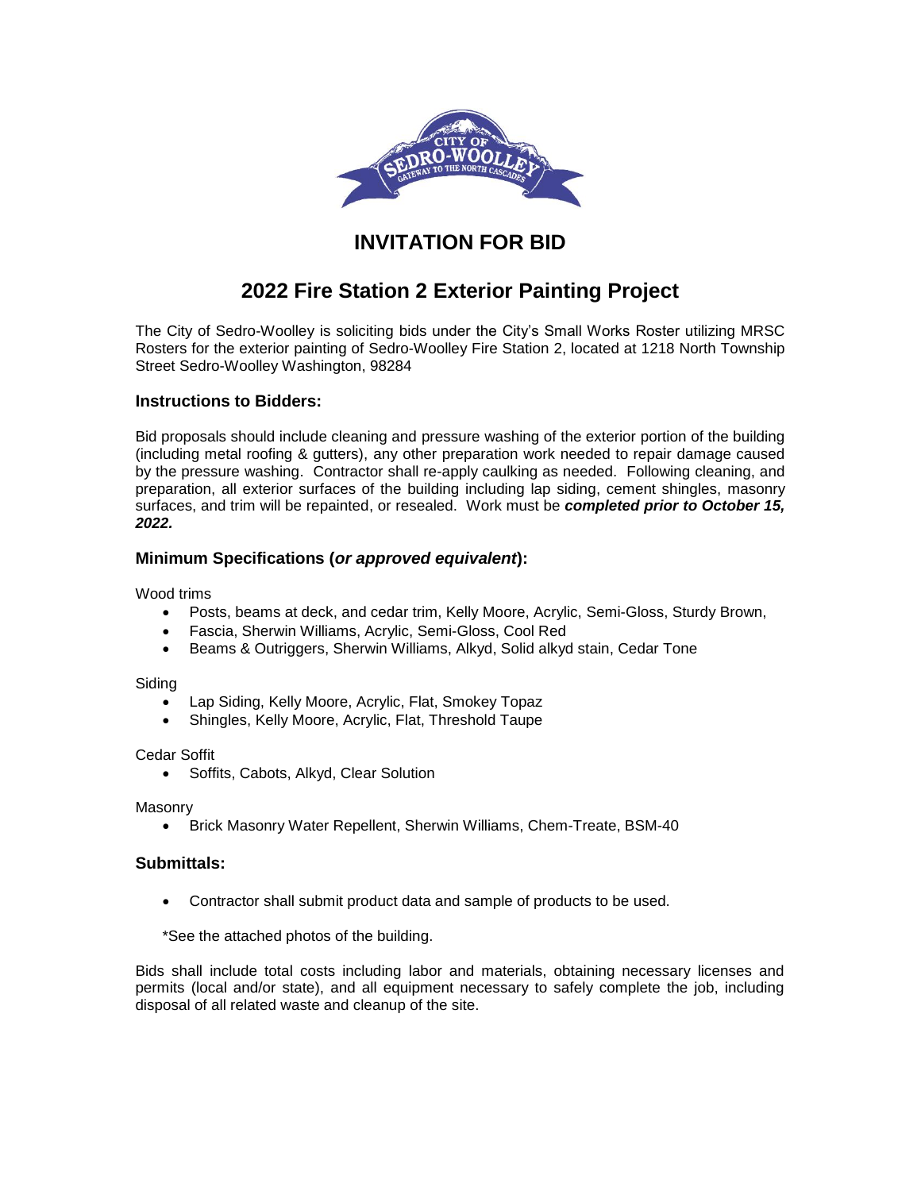# INVITATION FOR BID

# 2022 Fire Station 2 Exterior Painting Project

The City of Sedro-Woolley is soliciting bids under the City's Small Works Roster utilizing MRSC Rosters for the exterior painting of Sedro-Woolley Fire Station 2, located at 1218 North Township Street Sedro-Woolley Washington, 98284

### Instructions to Bidders:

Bid proposals should include cleaning and pressure washing of the exterior portion of the building (including metal roofing & gutters), any other preparation work needed to repair damage caused by the pressure washing. Contractor shall re-apply caulking as needed. Following cleaning, and preparation, all exterior surfaces of the building including lap siding, cement shingles, masonry surfaces, and trim will be repainted, or resealed. Work must be ***completed prior to October 15, 2022.***

### Minimum Specifications (*or approved equivalent*):

Wood trims

- Posts, beams at deck, and cedar trim, Kelly Moore, Acrylic, Semi-Gloss, Sturdy Brown,
- Fascia, Sherwin Williams, Acrylic, Semi-Gloss, Cool Red
- Beams & Outriggers, Sherwin Williams, Alkyd, Solid alkyd stain, Cedar Tone

Siding

- Lap Siding, Kelly Moore, Acrylic, Flat, Smokey Topaz
- Shingles, Kelly Moore, Acrylic, Flat, Threshold Taupe

Cedar Soffit

- Soffits, Cabots, Alkyd, Clear Solution

Masonry

- Brick Masonry Water Repellent, Sherwin Williams, Chem-Treate, BSM-40

### Submittals:

- Contractor shall submit product data and sample of products to be used.

\*See the attached photos of the building.

Bids shall include total costs including labor and materials, obtaining necessary licenses and permits (local and/or state), and all equipment necessary to safely complete the job, including disposal of all related waste and cleanup of the site.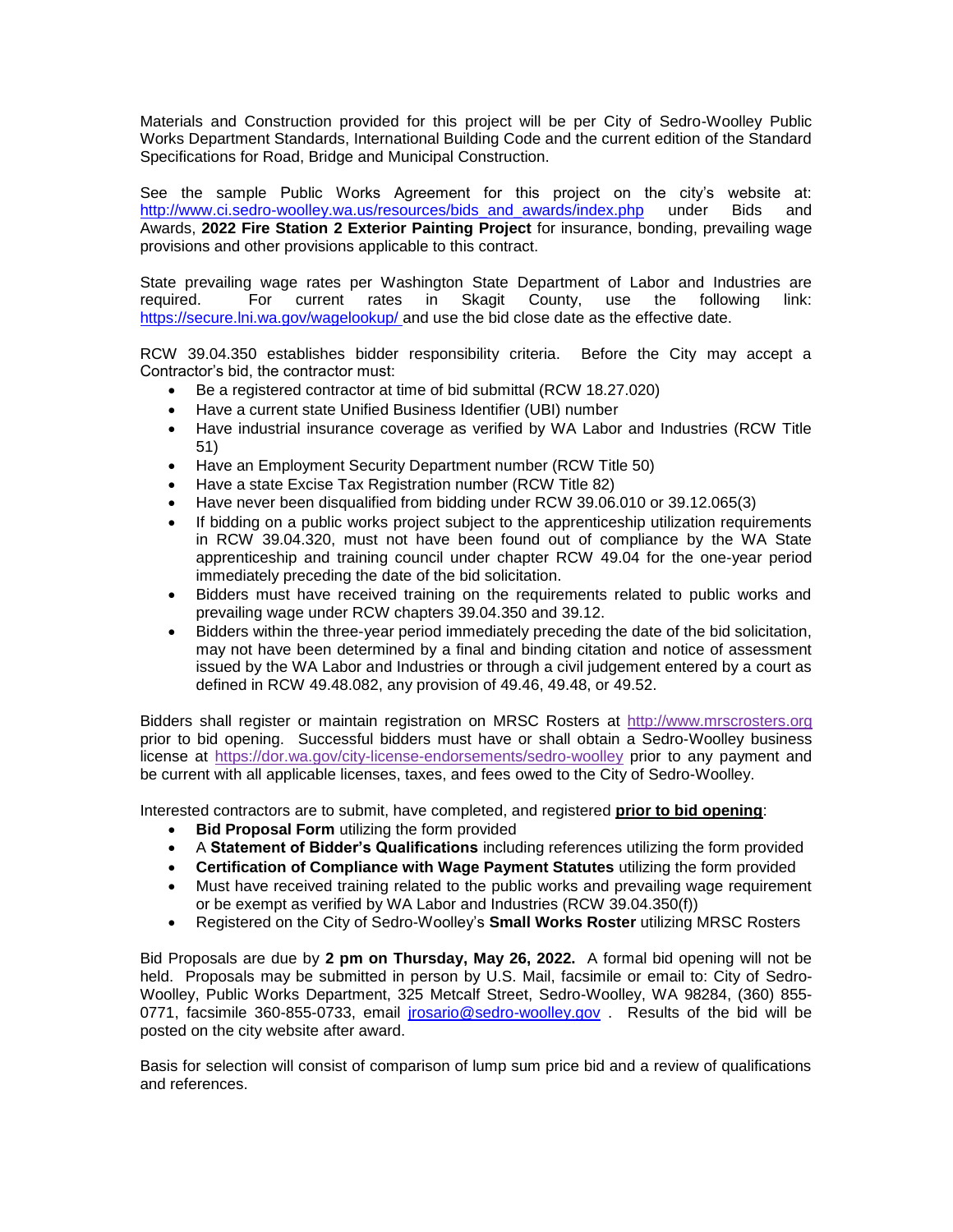Materials and Construction provided for this project will be per City of Sedro-Woolley Public Works Department Standards, International Building Code and the current edition of the Standard Specifications for Road, Bridge and Municipal Construction.

See the sample Public Works Agreement for this project on the city's website at: http://www.ci.sedro-woolley.wa.us/resources/bids_and_awards/index.php under Bids and Awards, **2022 Fire Station 2 Exterior Painting Project** for insurance, bonding, prevailing wage provisions and other provisions applicable to this contract.

State prevailing wage rates per Washington State Department of Labor and Industries are required. For current rates in Skagit County, use the following link: https://secure.lni.wa.gov/wagelookup/ and use the bid close date as the effective date.

RCW 39.04.350 establishes bidder responsibility criteria. Before the City may accept a Contractor's bid, the contractor must:

- Be a registered contractor at time of bid submittal (RCW 18.27.020)
- Have a current state Unified Business Identifier (UBI) number
- Have industrial insurance coverage as verified by WA Labor and Industries (RCW Title 51)
- Have an Employment Security Department number (RCW Title 50)
- Have a state Excise Tax Registration number (RCW Title 82)
- Have never been disqualified from bidding under RCW 39.06.010 or 39.12.065(3)
- If bidding on a public works project subject to the apprenticeship utilization requirements in RCW 39.04.320, must not have been found out of compliance by the WA State apprenticeship and training council under chapter RCW 49.04 for the one-year period immediately preceding the date of the bid solicitation.
- Bidders must have received training on the requirements related to public works and prevailing wage under RCW chapters 39.04.350 and 39.12.
- Bidders within the three-year period immediately preceding the date of the bid solicitation, may not have been determined by a final and binding citation and notice of assessment issued by the WA Labor and Industries or through a civil judgement entered by a court as defined in RCW 49.48.082, any provision of 49.46, 49.48, or 49.52.

Bidders shall register or maintain registration on MRSC Rosters at http://www.mrscrosters.org prior to bid opening. Successful bidders must have or shall obtain a Sedro-Woolley business license at https://dor.wa.gov/city-license-endorsements/sedro-woolley prior to any payment and be current with all applicable licenses, taxes, and fees owed to the City of Sedro-Woolley.

Interested contractors are to submit, have completed, and registered **prior to bid opening**:

- **Bid Proposal Form** utilizing the form provided
- A **Statement of Bidder's Qualifications** including references utilizing the form provided
- **Certification of Compliance with Wage Payment Statutes** utilizing the form provided
- Must have received training related to the public works and prevailing wage requirement or be exempt as verified by WA Labor and Industries (RCW 39.04.350(f))
- Registered on the City of Sedro-Woolley's **Small Works Roster** utilizing MRSC Rosters

Bid Proposals are due by **2 pm on Thursday, May 26, 2022.** A formal bid opening will not be held. Proposals may be submitted in person by U.S. Mail, facsimile or email to: City of Sedro-Woolley, Public Works Department, 325 Metcalf Street, Sedro-Woolley, WA 98284, (360) 855-0771, facsimile 360-855-0733, email jrosario@sedro-woolley.gov . Results of the bid will be posted on the city website after award.

Basis for selection will consist of comparison of lump sum price bid and a review of qualifications and references.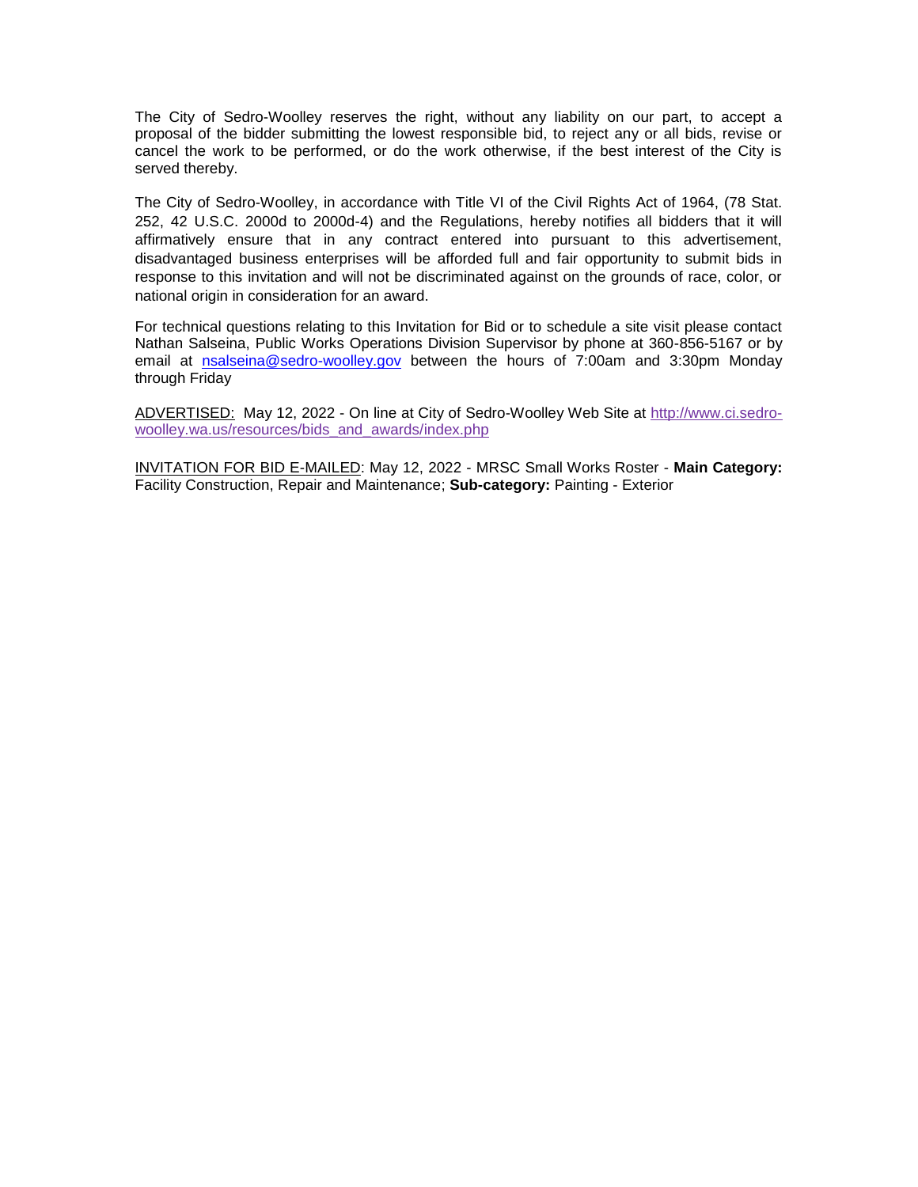The City of Sedro-Woolley reserves the right, without any liability on our part, to accept a proposal of the bidder submitting the lowest responsible bid, to reject any or all bids, revise or cancel the work to be performed, or do the work otherwise, if the best interest of the City is served thereby.

The City of Sedro-Woolley, in accordance with Title VI of the Civil Rights Act of 1964, (78 Stat. 252, 42 U.S.C. 2000d to 2000d-4) and the Regulations, hereby notifies all bidders that it will affirmatively ensure that in any contract entered into pursuant to this advertisement, disadvantaged business enterprises will be afforded full and fair opportunity to submit bids in response to this invitation and will not be discriminated against on the grounds of race, color, or national origin in consideration for an award.

For technical questions relating to this Invitation for Bid or to schedule a site visit please contact Nathan Salseina, Public Works Operations Division Supervisor by phone at 360-856-5167 or by email at [nsalseina@sedro-woolley.gov](mailto:nsalseina@sedro-woolley.gov) between the hours of 7:00am and 3:30pm Monday through Friday

ADVERTISED: May 12, 2022 - On line at City of Sedro-Woolley Web Site at [http://www.ci.sedro-woolley.wa.us/resources/bids_and_awards/index.php](http://www.ci.sedro-woolley.wa.us/resources/bids_and_awards/index.php)

INVITATION FOR BID E-MAILED: May 12, 2022 - MRSC Small Works Roster - **Main Category:** Facility Construction, Repair and Maintenance; **Sub-category:** Painting - Exterior